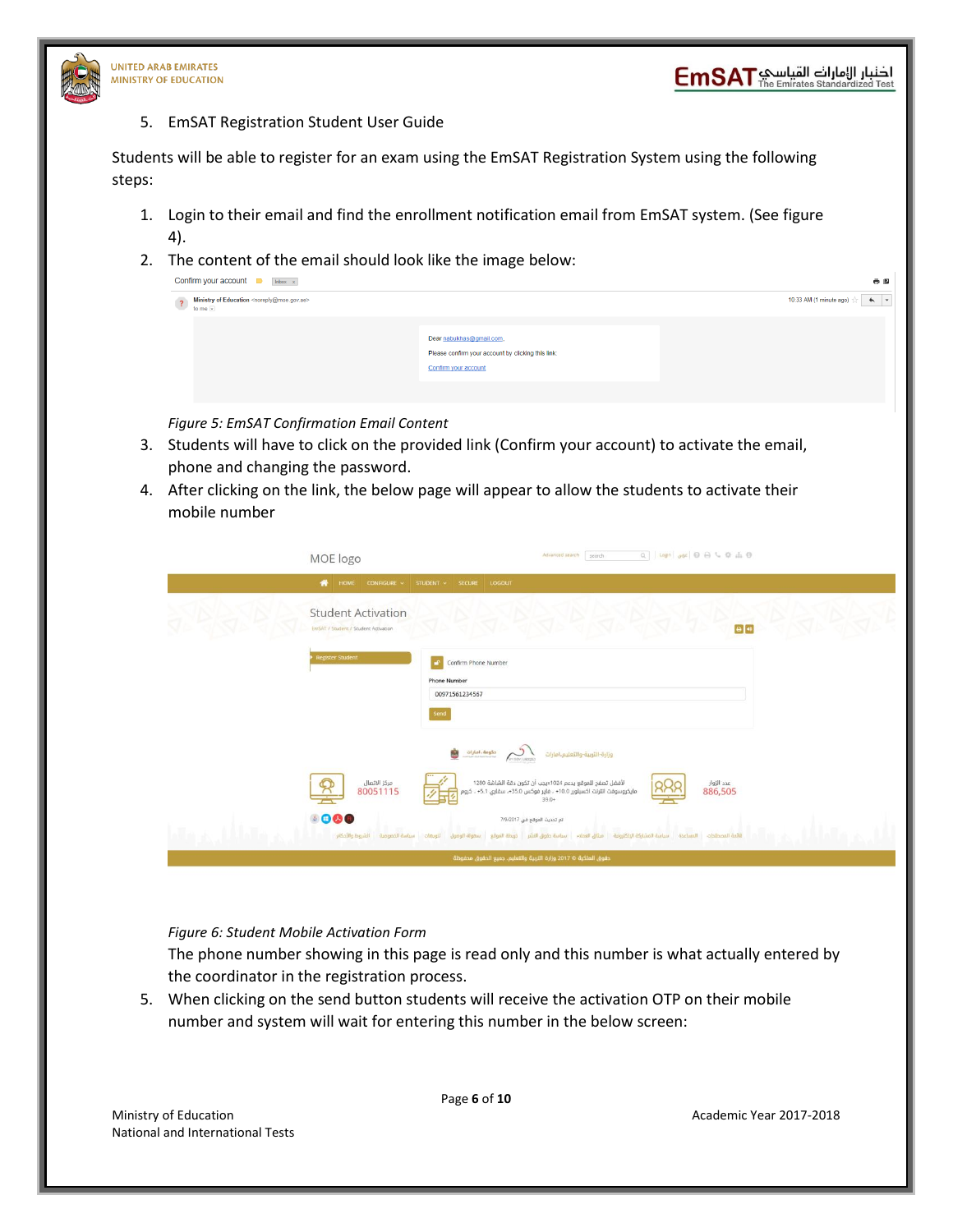5. EmSAT Registration Student User Guide

Students will be able to register for an exam using the EmSAT Registration System using the following steps:

1. Login to their email and find the enrollment notification email from EmSAT system. (See figure 4).
2. The content of the email should look like the image below:

*Figure 5: EmSAT Confirmation Email Content*

3. Students will have to click on the provided link (Confirm your account) to activate the email, phone and changing the password.
4. After clicking on the link, the below page will appear to allow the students to activate their mobile number

*Figure 6: Student Mobile Activation Form*

The phone number showing in this page is read only and this number is what actually entered by the coordinator in the registration process.

5. When clicking on the send button students will receive the activation OTP on their mobile number and system will wait for entering this number in the below screen: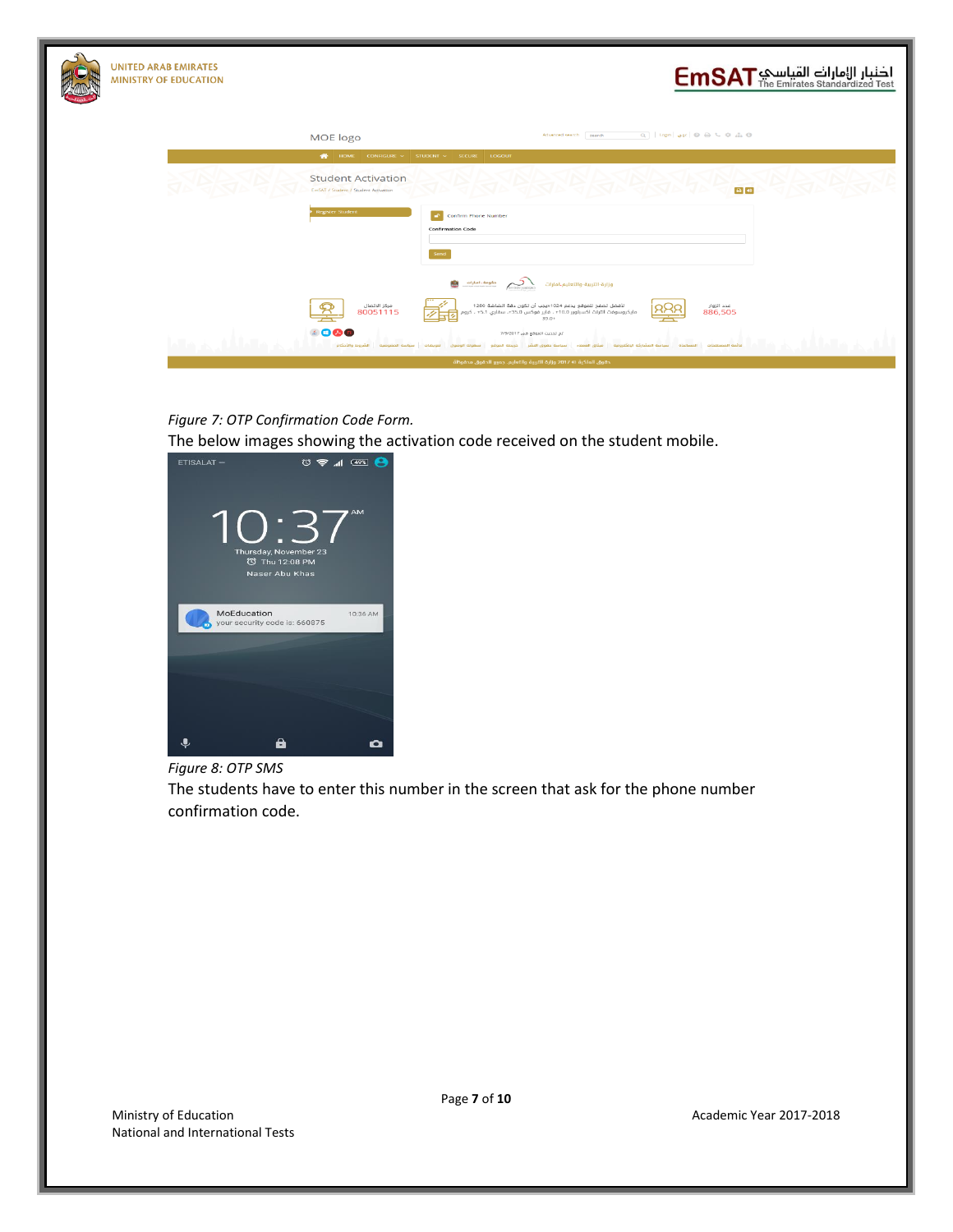*Figure 7: OTP Confirmation Code Form.*

The below images showing the activation code received on the student mobile.

*Figure 8: OTP SMS*

The students have to enter this number in the screen that ask for the phone number confirmation code.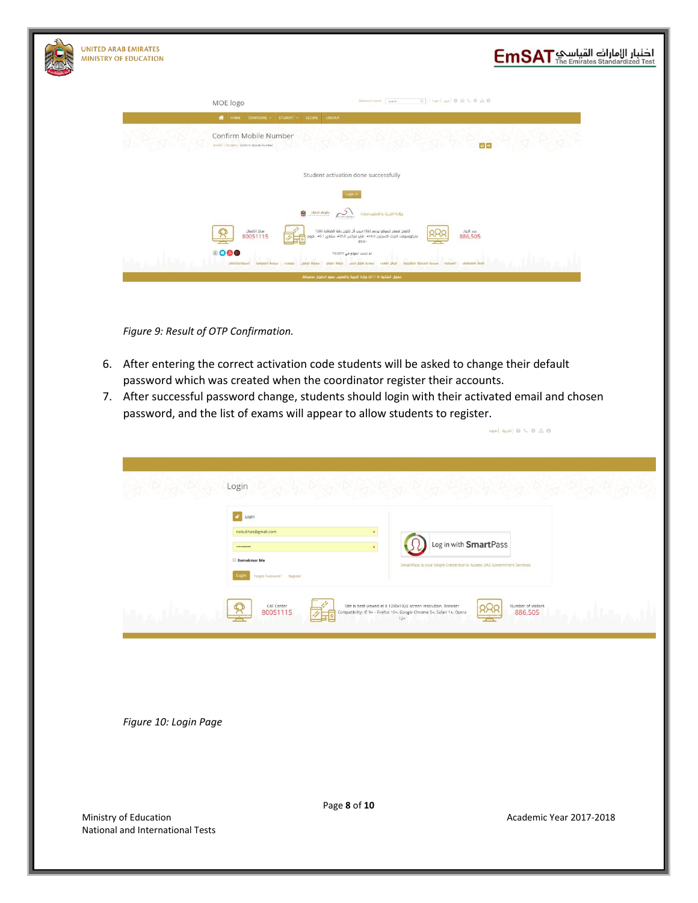*Figure 9: Result of OTP Confirmation.*

6. After entering the correct activation code students will be asked to change their default password which was created when the coordinator register their accounts.
7. After successful password change, students should login with their activated email and chosen password, and the list of exams will appear to allow students to register.

*Figure 10: Login Page*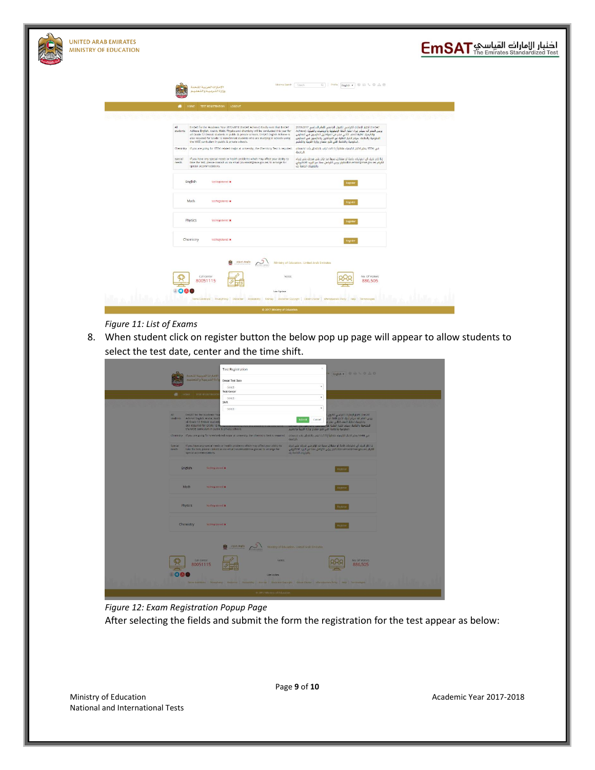*Figure 11: List of Exams*

8. When student click on register button the below pop up page will appear to allow students to select the test date, center and the time shift.

*Figure 12: Exam Registration Popup Page*

After selecting the fields and submit the form the registration for the test appear as below: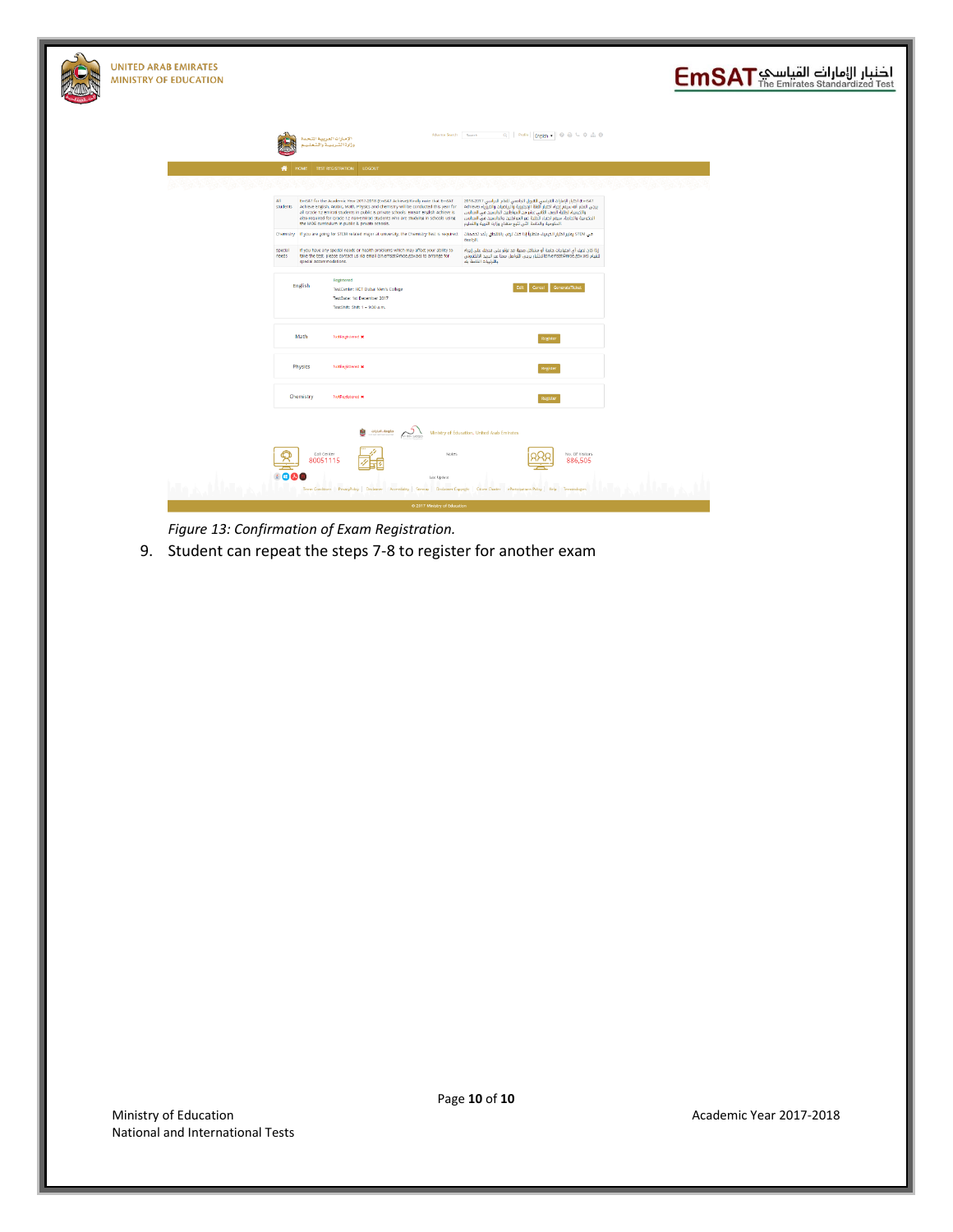*Figure 13: Confirmation of Exam Registration.*

9. Student can repeat the steps 7-8 to register for another exam